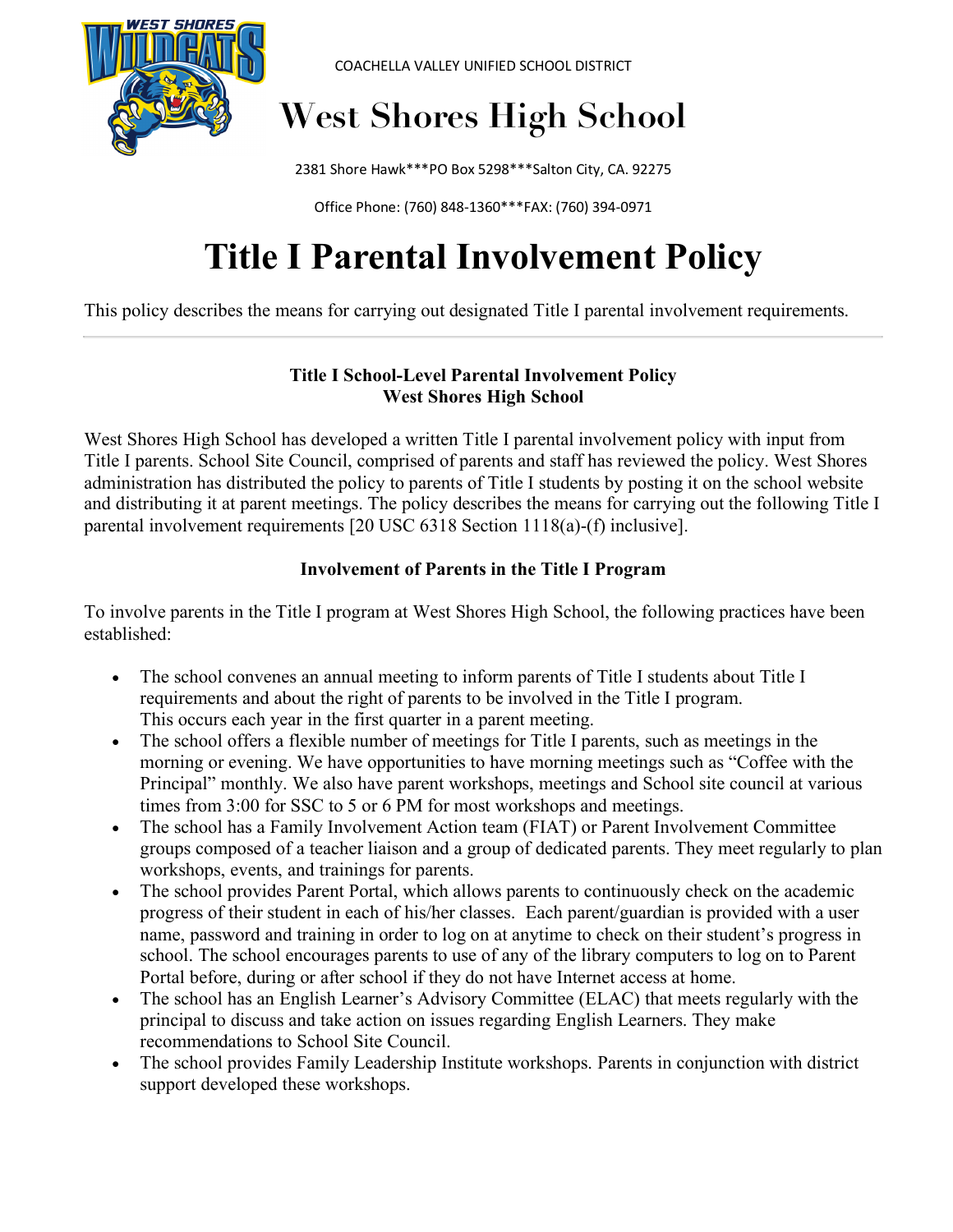COACHELLA VALLEY UNIFIED SCHOOL DISTRICT

# West Shores High School

2381 Shore Hawk***PO Box 5298***Salton City, CA. 92275

Office Phone: (760) 848-1360***FAX: (760) 394-0971

# Title I Parental Involvement Policy

This policy describes the means for carrying out designated Title I parental involvement requirements.

---

### Title I School-Level Parental Involvement Policy
### West Shores High School

West Shores High School has developed a written Title I parental involvement policy with input from Title I parents. School Site Council, comprised of parents and staff has reviewed the policy. West Shores administration has distributed the policy to parents of Title I students by posting it on the school website and distributing it at parent meetings. The policy describes the means for carrying out the following Title I parental involvement requirements [20 USC 6318 Section 1118(a)-(f) inclusive].

### Involvement of Parents in the Title I Program

To involve parents in the Title I program at West Shores High School, the following practices have been established:

- The school convenes an annual meeting to inform parents of Title I students about Title I requirements and about the right of parents to be involved in the Title I program. This occurs each year in the first quarter in a parent meeting.
- The school offers a flexible number of meetings for Title I parents, such as meetings in the morning or evening. We have opportunities to have morning meetings such as "Coffee with the Principal" monthly. We also have parent workshops, meetings and School site council at various times from 3:00 for SSC to 5 or 6 PM for most workshops and meetings.
- The school has a Family Involvement Action team (FIAT) or Parent Involvement Committee groups composed of a teacher liaison and a group of dedicated parents. They meet regularly to plan workshops, events, and trainings for parents.
- The school provides Parent Portal, which allows parents to continuously check on the academic progress of their student in each of his/her classes. Each parent/guardian is provided with a user name, password and training in order to log on at anytime to check on their student's progress in school. The school encourages parents to use of any of the library computers to log on to Parent Portal before, during or after school if they do not have Internet access at home.
- The school has an English Learner's Advisory Committee (ELAC) that meets regularly with the principal to discuss and take action on issues regarding English Learners. They make recommendations to School Site Council.
- The school provides Family Leadership Institute workshops. Parents in conjunction with district support developed these workshops.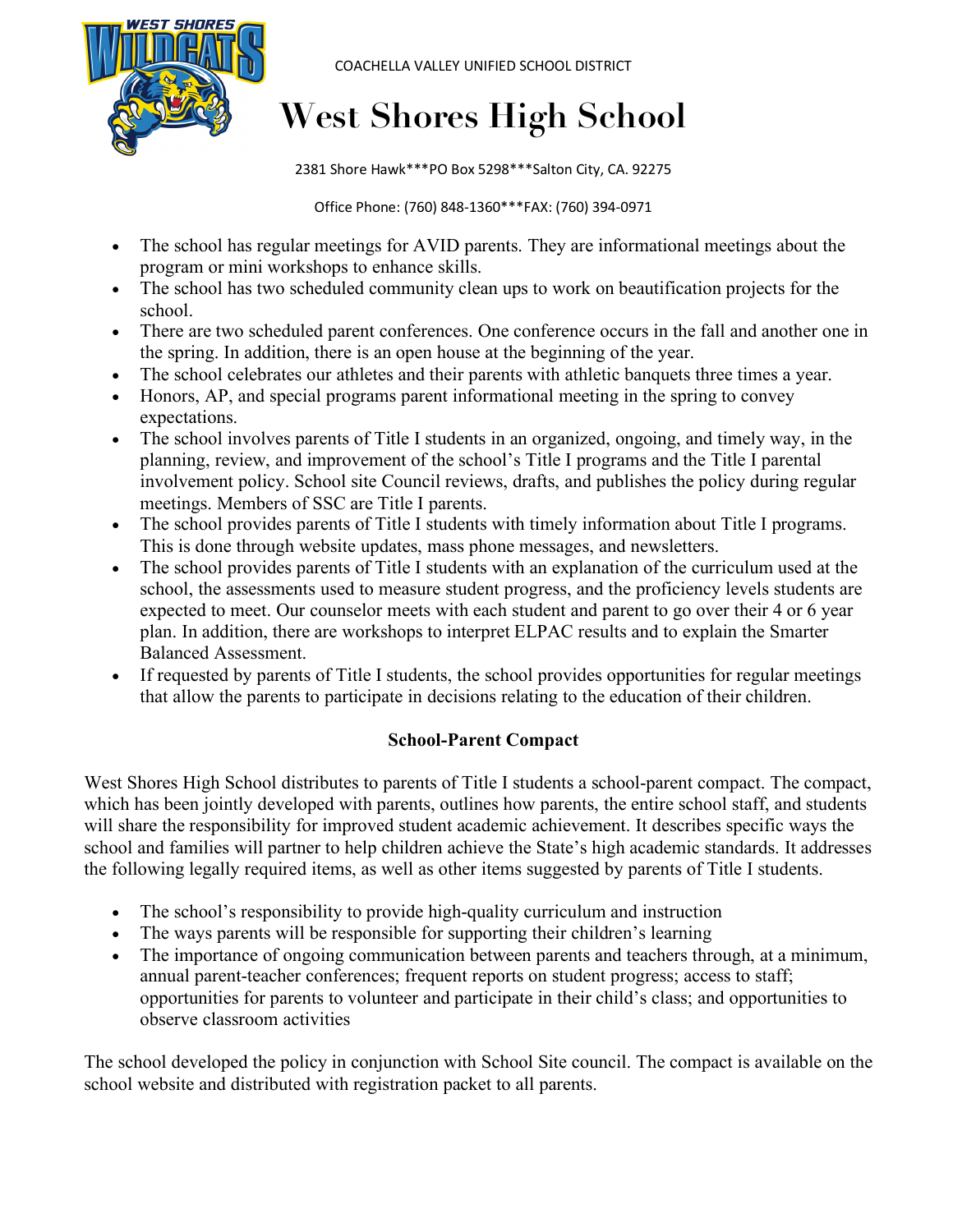COACHELLA VALLEY UNIFIED SCHOOL DISTRICT

# West Shores High School

2381 Shore Hawk***PO Box 5298***Salton City, CA. 92275

Office Phone: (760) 848-1360***FAX: (760) 394-0971

- The school has regular meetings for AVID parents. They are informational meetings about the program or mini workshops to enhance skills.
- The school has two scheduled community clean ups to work on beautification projects for the school.
- There are two scheduled parent conferences. One conference occurs in the fall and another one in the spring. In addition, there is an open house at the beginning of the year.
- The school celebrates our athletes and their parents with athletic banquets three times a year.
- Honors, AP, and special programs parent informational meeting in the spring to convey expectations.
- The school involves parents of Title I students in an organized, ongoing, and timely way, in the planning, review, and improvement of the school's Title I programs and the Title I parental involvement policy. School site Council reviews, drafts, and publishes the policy during regular meetings. Members of SSC are Title I parents.
- The school provides parents of Title I students with timely information about Title I programs. This is done through website updates, mass phone messages, and newsletters.
- The school provides parents of Title I students with an explanation of the curriculum used at the school, the assessments used to measure student progress, and the proficiency levels students are expected to meet. Our counselor meets with each student and parent to go over their 4 or 6 year plan. In addition, there are workshops to interpret ELPAC results and to explain the Smarter Balanced Assessment.
- If requested by parents of Title I students, the school provides opportunities for regular meetings that allow the parents to participate in decisions relating to the education of their children.

**School-Parent Compact**

West Shores High School distributes to parents of Title I students a school-parent compact. The compact, which has been jointly developed with parents, outlines how parents, the entire school staff, and students will share the responsibility for improved student academic achievement. It describes specific ways the school and families will partner to help children achieve the State's high academic standards. It addresses the following legally required items, as well as other items suggested by parents of Title I students.

- The school's responsibility to provide high-quality curriculum and instruction
- The ways parents will be responsible for supporting their children's learning
- The importance of ongoing communication between parents and teachers through, at a minimum, annual parent-teacher conferences; frequent reports on student progress; access to staff; opportunities for parents to volunteer and participate in their child's class; and opportunities to observe classroom activities

The school developed the policy in conjunction with School Site council. The compact is available on the school website and distributed with registration packet to all parents.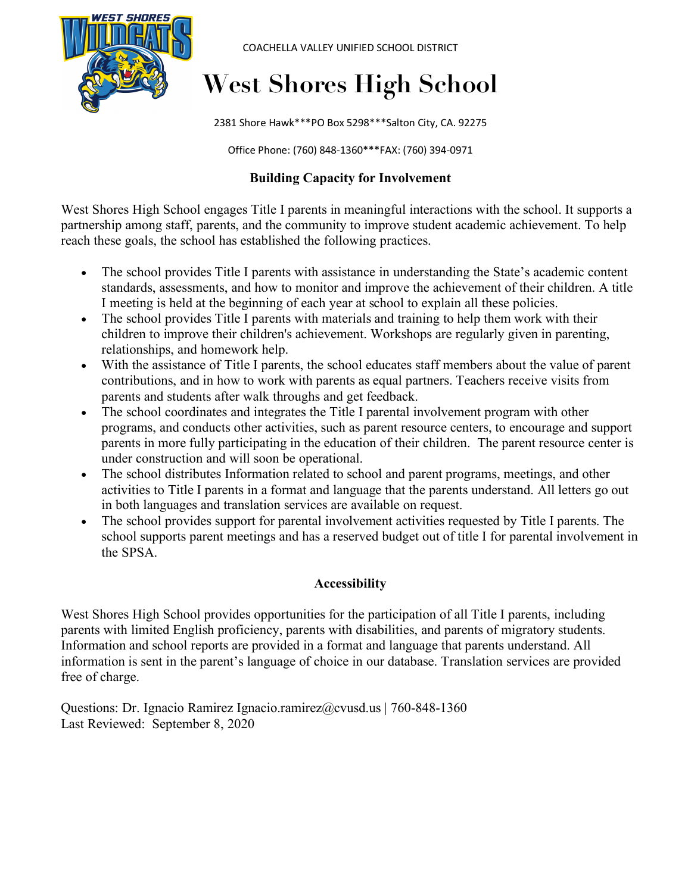COACHELLA VALLEY UNIFIED SCHOOL DISTRICT

# West Shores High School

2381 Shore Hawk***PO Box 5298***Salton City, CA. 92275

Office Phone: (760) 848-1360***FAX: (760) 394-0971

## Building Capacity for Involvement

West Shores High School engages Title I parents in meaningful interactions with the school. It supports a partnership among staff, parents, and the community to improve student academic achievement. To help reach these goals, the school has established the following practices.

- The school provides Title I parents with assistance in understanding the State's academic content standards, assessments, and how to monitor and improve the achievement of their children. A title I meeting is held at the beginning of each year at school to explain all these policies.
- The school provides Title I parents with materials and training to help them work with their children to improve their children's achievement. Workshops are regularly given in parenting, relationships, and homework help.
- With the assistance of Title I parents, the school educates staff members about the value of parent contributions, and in how to work with parents as equal partners. Teachers receive visits from parents and students after walk throughs and get feedback.
- The school coordinates and integrates the Title I parental involvement program with other programs, and conducts other activities, such as parent resource centers, to encourage and support parents in more fully participating in the education of their children. The parent resource center is under construction and will soon be operational.
- The school distributes Information related to school and parent programs, meetings, and other activities to Title I parents in a format and language that the parents understand. All letters go out in both languages and translation services are available on request.
- The school provides support for parental involvement activities requested by Title I parents. The school supports parent meetings and has a reserved budget out of title I for parental involvement in the SPSA.

## Accessibility

West Shores High School provides opportunities for the participation of all Title I parents, including parents with limited English proficiency, parents with disabilities, and parents of migratory students. Information and school reports are provided in a format and language that parents understand. All information is sent in the parent's language of choice in our database. Translation services are provided free of charge.

Questions: Dr. Ignacio Ramirez Ignacio.ramirez@cvusd.us | 760-848-1360
Last Reviewed: September 8, 2020